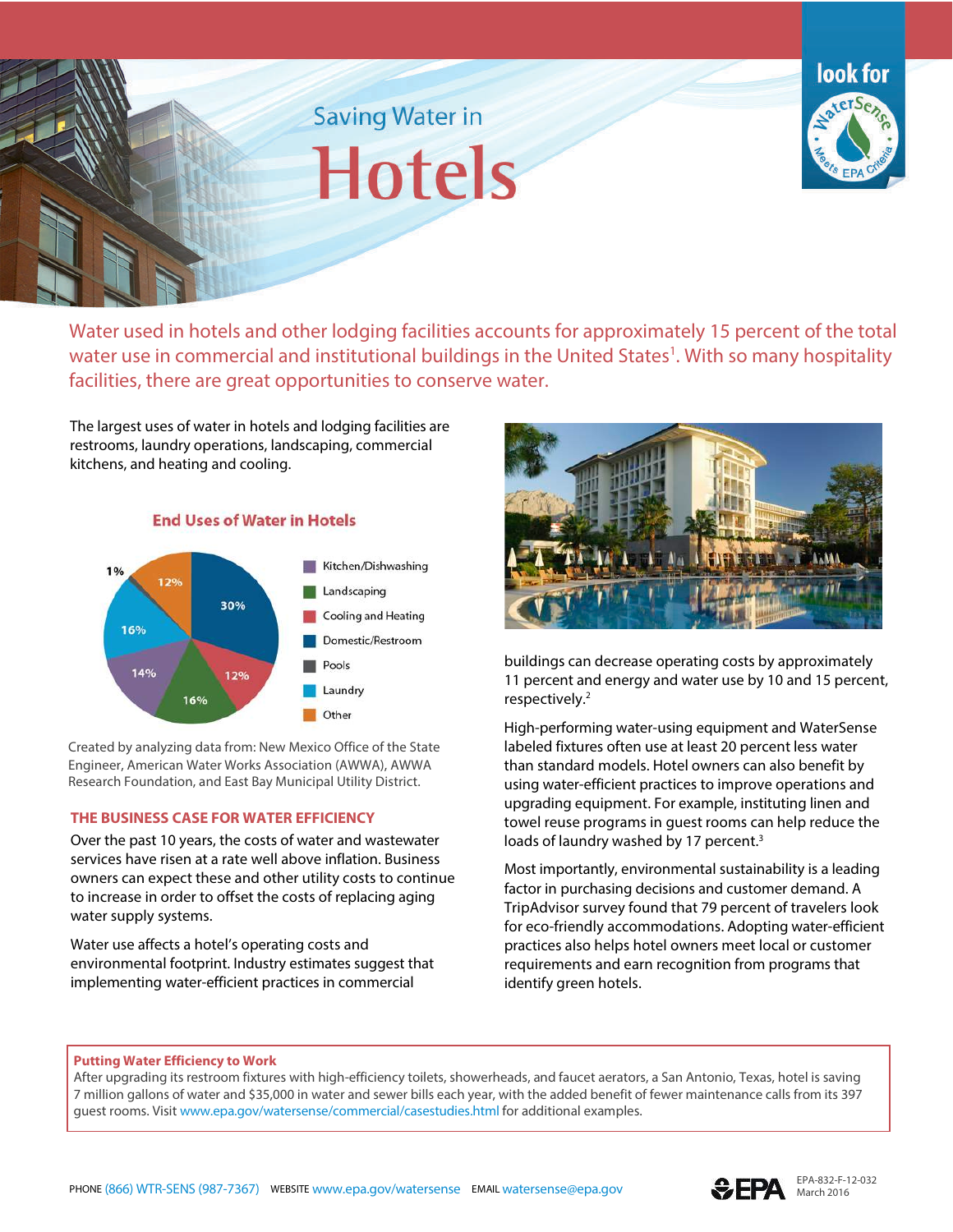# Saving Water in Hotels

look for WaterSense Meets EPA Criteria

Water used in hotels and other lodging facilities accounts for approximately 15 percent of the total water use in commercial and institutional buildings in the United States[1]. With so many hospitality facilities, there are great opportunities to conserve water.

The largest uses of water in hotels and lodging facilities are restrooms, laundry operations, landscaping, commercial kitchens, and heating and cooling.

**End Uses of Water in Hotels**

| End Use | Percent |
|---|---|
| Domestic/Restroom | 30% |
| Cooling and Heating | 12% |
| Landscaping | 16% |
| Kitchen/Dishwashing | 14% |
| Laundry | 16% |
| Other | 12% |
| Pools | 1% |

Created by analyzing data from: New Mexico Office of the State Engineer, American Water Works Association (AWWA), AWWA Research Foundation, and East Bay Municipal Utility District.

## THE BUSINESS CASE FOR WATER EFFICIENCY

Over the past 10 years, the costs of water and wastewater services have risen at a rate well above inflation. Business owners can expect these and other utility costs to continue to increase in order to offset the costs of replacing aging water supply systems.

Water use affects a hotel's operating costs and environmental footprint. Industry estimates suggest that implementing water-efficient practices in commercial buildings can decrease operating costs by approximately 11 percent and energy and water use by 10 and 15 percent, respectively.[2]

High-performing water-using equipment and WaterSense labeled fixtures often use at least 20 percent less water than standard models. Hotel owners can also benefit by using water-efficient practices to improve operations and upgrading equipment. For example, instituting linen and towel reuse programs in guest rooms can help reduce the loads of laundry washed by 17 percent.[3]

Most importantly, environmental sustainability is a leading factor in purchasing decisions and customer demand. A TripAdvisor survey found that 79 percent of travelers look for eco-friendly accommodations. Adopting water-efficient practices also helps hotel owners meet local or customer requirements and earn recognition from programs that identify green hotels.

**Putting Water Efficiency to Work**

After upgrading its restroom fixtures with high-efficiency toilets, showerheads, and faucet aerators, a San Antonio, Texas, hotel is saving 7 million gallons of water and $35,000 in water and sewer bills each year, with the added benefit of fewer maintenance calls from its 397 guest rooms. Visit www.epa.gov/watersense/commercial/casestudies.html for additional examples.

PHONE (866) WTR-SENS (987-7367) WEBSITE www.epa.gov/watersense EMAIL watersense@epa.gov

EPA-832-F-12-032
March 2016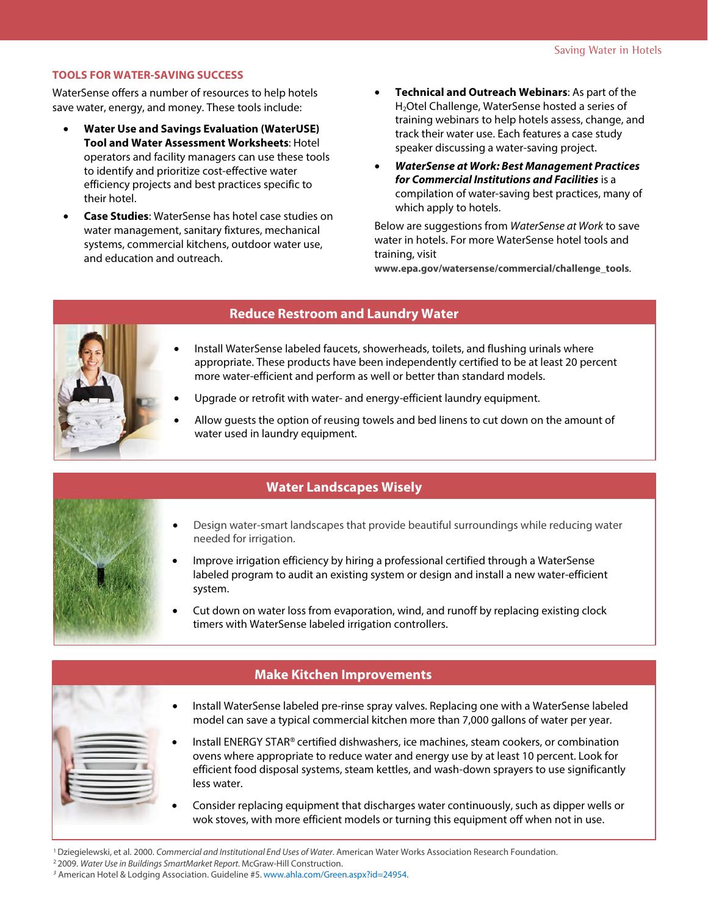## TOOLS FOR WATER-SAVING SUCCESS

WaterSense offers a number of resources to help hotels save water, energy, and money. These tools include:

- **Water Use and Savings Evaluation (WaterUSE) Tool and Water Assessment Worksheets**: Hotel operators and facility managers can use these tools to identify and prioritize cost-effective water efficiency projects and best practices specific to their hotel.
- **Case Studies**: WaterSense has hotel case studies on water management, sanitary fixtures, mechanical systems, commercial kitchens, outdoor water use, and education and outreach.
- **Technical and Outreach Webinars**: As part of the $H_2$Otel Challenge, WaterSense hosted a series of training webinars to help hotels assess, change, and track their water use. Each features a case study speaker discussing a water-saving project.
- ***WaterSense at Work: Best Management Practices for Commercial Institutions and Facilities*** is a compilation of water-saving best practices, many of which apply to hotels.

Below are suggestions from *WaterSense at Work* to save water in hotels. For more WaterSense hotel tools and training, visit **www.epa.gov/watersense/commercial/challenge_tools**.

### Reduce Restroom and Laundry Water

- Install WaterSense labeled faucets, showerheads, toilets, and flushing urinals where appropriate. These products have been independently certified to be at least 20 percent more water-efficient and perform as well or better than standard models.
- Upgrade or retrofit with water- and energy-efficient laundry equipment.
- Allow guests the option of reusing towels and bed linens to cut down on the amount of water used in laundry equipment.

### Water Landscapes Wisely

- Design water-smart landscapes that provide beautiful surroundings while reducing water needed for irrigation.
- Improve irrigation efficiency by hiring a professional certified through a WaterSense labeled program to audit an existing system or design and install a new water-efficient system.
- Cut down on water loss from evaporation, wind, and runoff by replacing existing clock timers with WaterSense labeled irrigation controllers.

### Make Kitchen Improvements

- Install WaterSense labeled pre-rinse spray valves. Replacing one with a WaterSense labeled model can save a typical commercial kitchen more than 7,000 gallons of water per year.
- Install ENERGY STAR® certified dishwashers, ice machines, steam cookers, or combination ovens where appropriate to reduce water and energy use by at least 10 percent. Look for efficient food disposal systems, steam kettles, and wash-down sprayers to use significantly less water.
- Consider replacing equipment that discharges water continuously, such as dipper wells or wok stoves, with more efficient models or turning this equipment off when not in use.

[1] Dziegielewski, et al. 2000. *Commercial and Institutional End Uses of Water*. American Water Works Association Research Foundation.
[2] 2009. *Water Use in Buildings SmartMarket Report*. McGraw-Hill Construction.
[3] American Hotel & Lodging Association. Guideline #5. www.ahla.com/Green.aspx?id=24954.